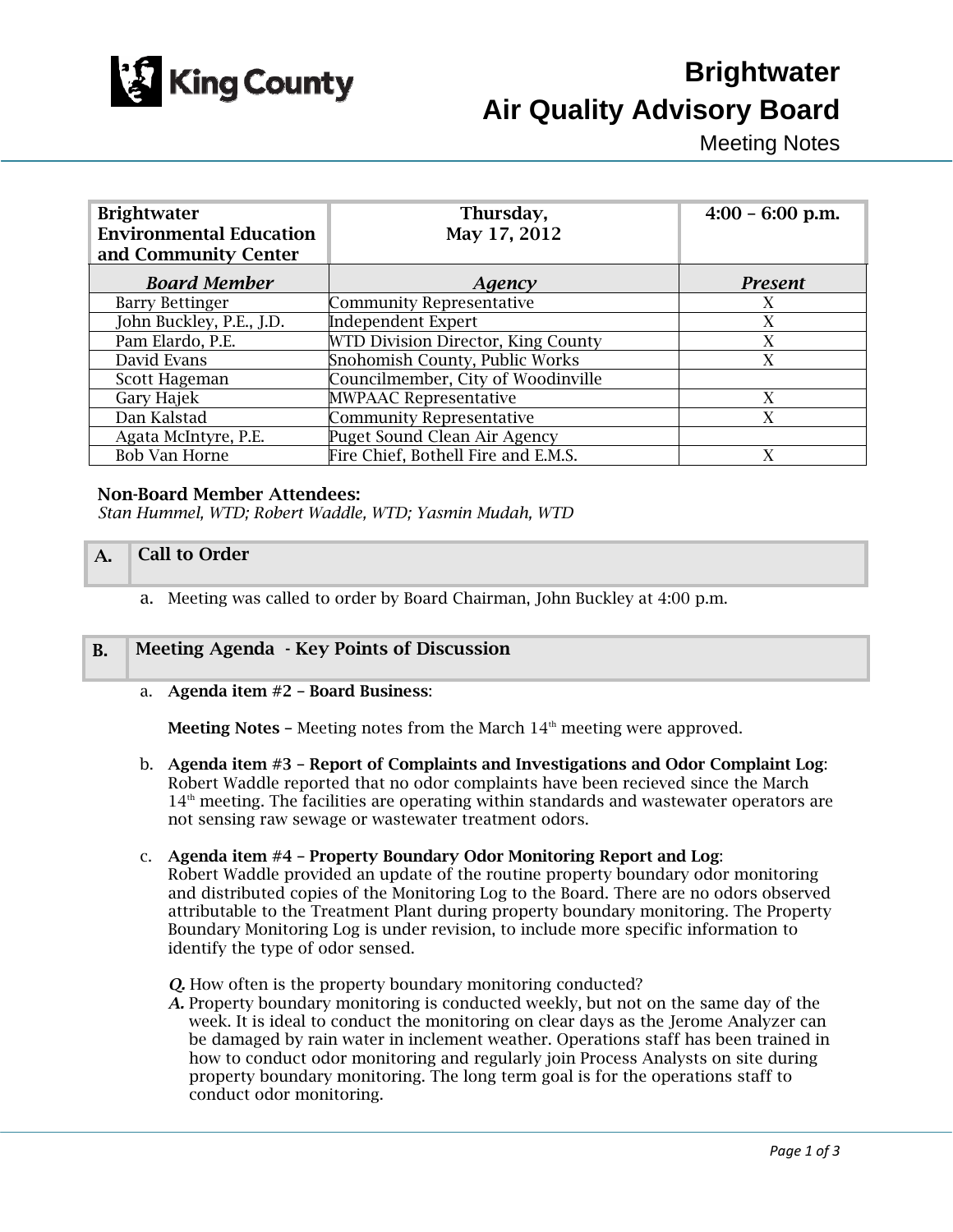# Brightwater Air Quality Advisory Board

Meeting Notes

| Brightwater Environmental Education and Community Center | Thursday, May 17, 2012 | 4:00 – 6:00 p.m. |
|---|---|---|
| ***Board Member*** | ***Agency*** | ***Present*** |
| Barry Bettinger | Community Representative | X |
| John Buckley, P.E., J.D. | Independent Expert | X |
| Pam Elardo, P.E. | WTD Division Director, King County | X |
| David Evans | Snohomish County, Public Works | X |
| Scott Hageman | Councilmember, City of Woodinville | |
| Gary Hajek | MWPAAC Representative | X |
| Dan Kalstad | Community Representative | X |
| Agata McIntyre, P.E. | Puget Sound Clean Air Agency | |
| Bob Van Horne | Fire Chief, Bothell Fire and E.M.S. | X |

**Non-Board Member Attendees:**

*Stan Hummel, WTD; Robert Waddle, WTD; Yasmin Mudah, WTD*

## A. Call to Order

a. Meeting was called to order by Board Chairman, John Buckley at 4:00 p.m.

## B. Meeting Agenda - Key Points of Discussion

a. **Agenda item #2 – Board Business**:

**Meeting Notes** – Meeting notes from the March 14th meeting were approved.

b. **Agenda item #3 – Report of Complaints and Investigations and Odor Complaint Log**: Robert Waddle reported that no odor complaints have been recieved since the March 14th meeting. The facilities are operating within standards and wastewater operators are not sensing raw sewage or wastewater treatment odors.

c. **Agenda item #4 – Property Boundary Odor Monitoring Report and Log**: Robert Waddle provided an update of the routine property boundary odor monitoring and distributed copies of the Monitoring Log to the Board. There are no odors observed attributable to the Treatment Plant during property boundary monitoring. The Property Boundary Monitoring Log is under revision, to include more specific information to identify the type of odor sensed.

***Q.*** How often is the property boundary monitoring conducted?

***A.*** Property boundary monitoring is conducted weekly, but not on the same day of the week. It is ideal to conduct the monitoring on clear days as the Jerome Analyzer can be damaged by rain water in inclement weather. Operations staff has been trained in how to conduct odor monitoring and regularly join Process Analysts on site during property boundary monitoring. The long term goal is for the operations staff to conduct odor monitoring.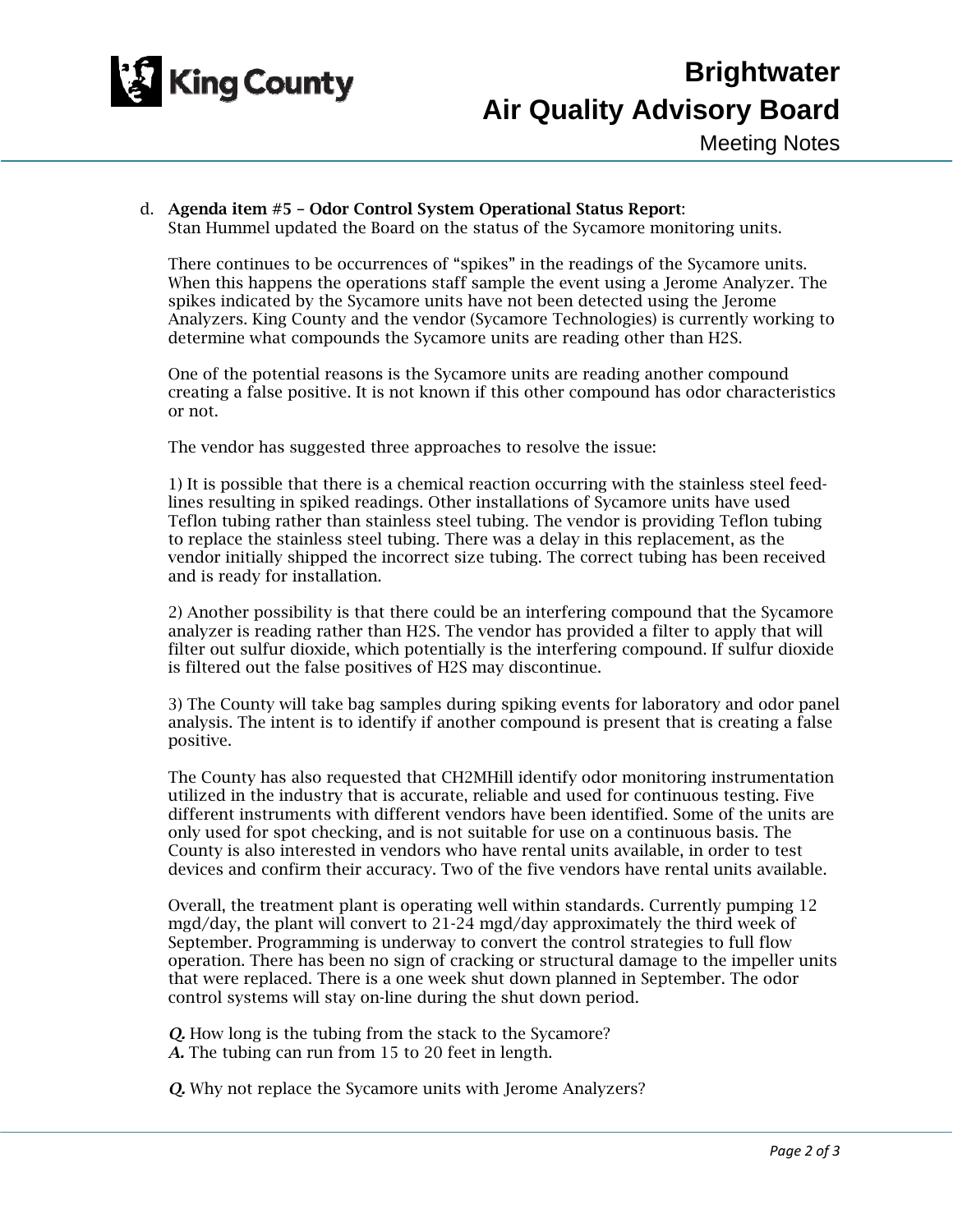d. **Agenda item #5 – Odor Control System Operational Status Report**:
Stan Hummel updated the Board on the status of the Sycamore monitoring units.

There continues to be occurrences of "spikes" in the readings of the Sycamore units. When this happens the operations staff sample the event using a Jerome Analyzer. The spikes indicated by the Sycamore units have not been detected using the Jerome Analyzers. King County and the vendor (Sycamore Technologies) is currently working to determine what compounds the Sycamore units are reading other than H2S.

One of the potential reasons is the Sycamore units are reading another compound creating a false positive. It is not known if this other compound has odor characteristics or not.

The vendor has suggested three approaches to resolve the issue:

1) It is possible that there is a chemical reaction occurring with the stainless steel feed-lines resulting in spiked readings. Other installations of Sycamore units have used Teflon tubing rather than stainless steel tubing. The vendor is providing Teflon tubing to replace the stainless steel tubing. There was a delay in this replacement, as the vendor initially shipped the incorrect size tubing. The correct tubing has been received and is ready for installation.

2) Another possibility is that there could be an interfering compound that the Sycamore analyzer is reading rather than H2S. The vendor has provided a filter to apply that will filter out sulfur dioxide, which potentially is the interfering compound. If sulfur dioxide is filtered out the false positives of H2S may discontinue.

3) The County will take bag samples during spiking events for laboratory and odor panel analysis. The intent is to identify if another compound is present that is creating a false positive.

The County has also requested that CH2MHill identify odor monitoring instrumentation utilized in the industry that is accurate, reliable and used for continuous testing. Five different instruments with different vendors have been identified. Some of the units are only used for spot checking, and is not suitable for use on a continuous basis. The County is also interested in vendors who have rental units available, in order to test devices and confirm their accuracy. Two of the five vendors have rental units available.

Overall, the treatment plant is operating well within standards. Currently pumping 12 mgd/day, the plant will convert to 21-24 mgd/day approximately the third week of September. Programming is underway to convert the control strategies to full flow operation. There has been no sign of cracking or structural damage to the impeller units that were replaced. There is a one week shut down planned in September. The odor control systems will stay on-line during the shut down period.

***Q.*** How long is the tubing from the stack to the Sycamore?
***A.*** The tubing can run from 15 to 20 feet in length.

***Q.*** Why not replace the Sycamore units with Jerome Analyzers?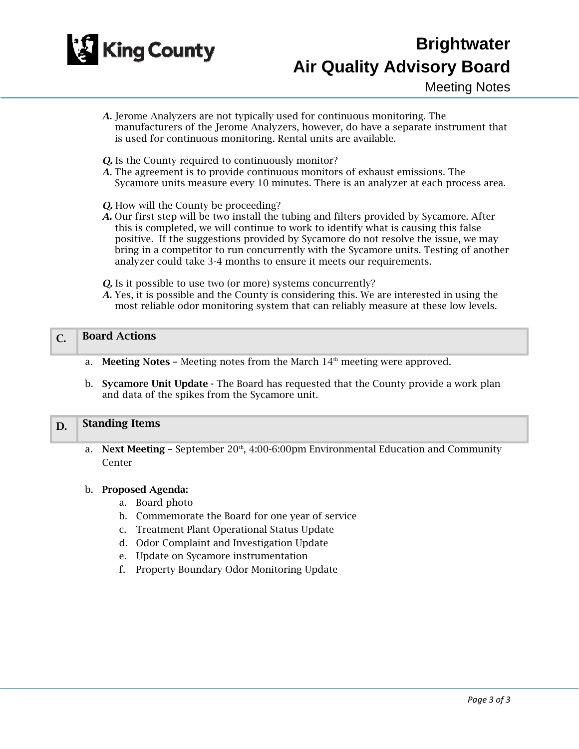*A.* Jerome Analyzers are not typically used for continuous monitoring. The manufacturers of the Jerome Analyzers, however, do have a separate instrument that is used for continuous monitoring. Rental units are available.

*Q.* Is the County required to continuously monitor?

*A.* The agreement is to provide continuous monitors of exhaust emissions. The Sycamore units measure every 10 minutes. There is an analyzer at each process area.

*Q.* How will the County be proceeding?

*A.* Our first step will be two install the tubing and filters provided by Sycamore. After this is completed, we will continue to work to identify what is causing this false positive. If the suggestions provided by Sycamore do not resolve the issue, we may bring in a competitor to run concurrently with the Sycamore units. Testing of another analyzer could take 3-4 months to ensure it meets our requirements.

*Q.* Is it possible to use two (or more) systems concurrently?

*A.* Yes, it is possible and the County is considering this. We are interested in using the most reliable odor monitoring system that can reliably measure at these low levels.

## C. Board Actions

a. **Meeting Notes** – Meeting notes from the March 14th meeting were approved.

b. **Sycamore Unit Update** - The Board has requested that the County provide a work plan and data of the spikes from the Sycamore unit.

## D. Standing Items

a. **Next Meeting** – September 20th, 4:00-6:00pm Environmental Education and Community Center

b. **Proposed Agenda:**
   a. Board photo
   b. Commemorate the Board for one year of service
   c. Treatment Plant Operational Status Update
   d. Odor Complaint and Investigation Update
   e. Update on Sycamore instrumentation
   f. Property Boundary Odor Monitoring Update